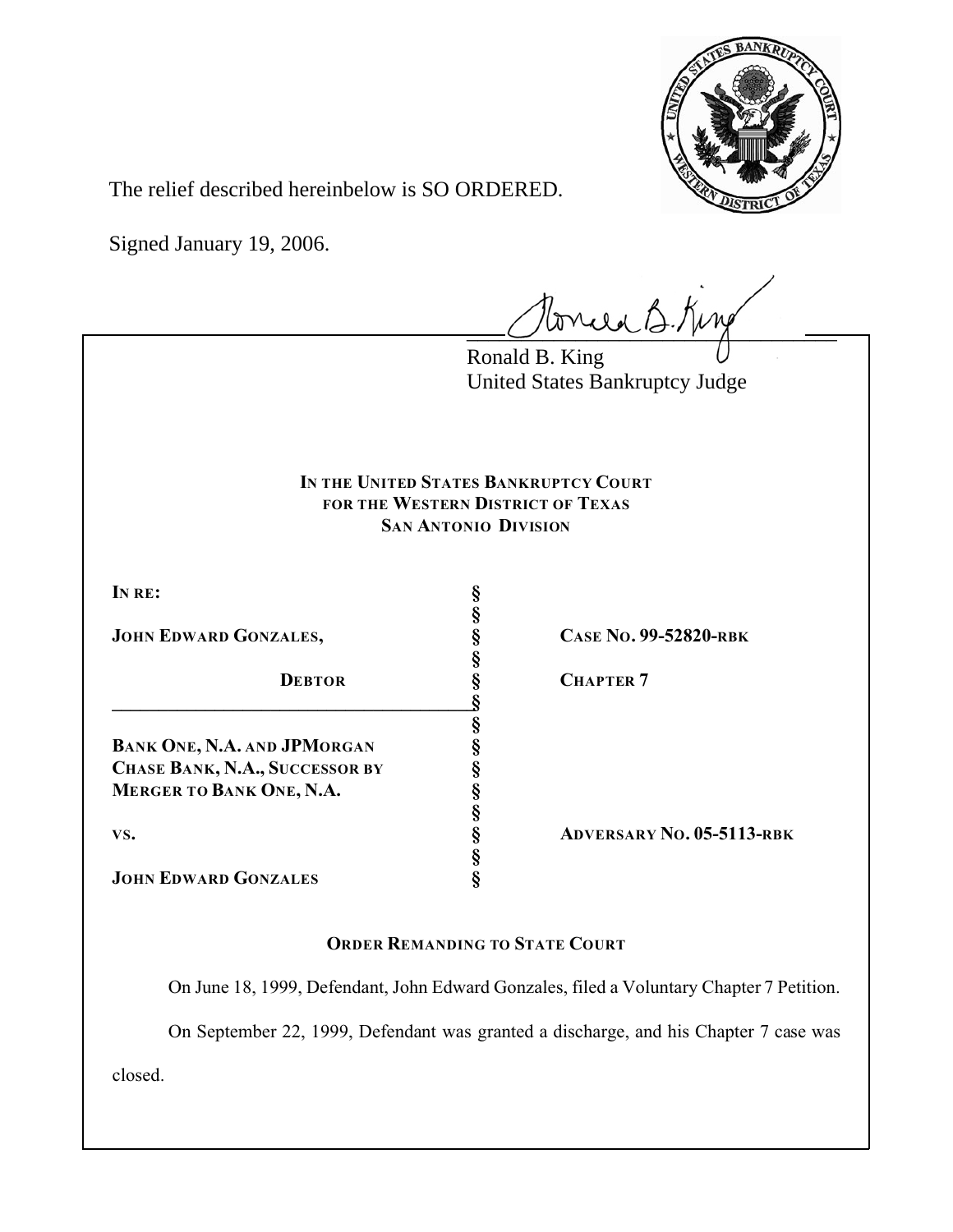The relief described hereinbelow is SO ORDERED.

Signed January 19, 2006.

Ronald B. King
United States Bankruptcy Judge

**IN THE UNITED STATES BANKRUPTCY COURT**
**FOR THE WESTERN DISTRICT OF TEXAS**
**SAN ANTONIO DIVISION**

| | | |
|---|---|---|
| **IN RE:** | § | |
| | § | |
| **JOHN EDWARD GONZALES,** | § | **CASE NO. 99-52820-RBK** |
| | § | |
| **DEBTOR** | § | **CHAPTER 7** |
| | § | |
| | § | |
| **BANK ONE, N.A. AND JPMORGAN CHASE BANK, N.A., SUCCESSOR BY MERGER TO BANK ONE, N.A.** | § | |
| | § | |
| **VS.** | § | **ADVERSARY NO. 05-5113-RBK** |
| | § | |
| **JOHN EDWARD GONZALES** | § | |

**ORDER REMANDING TO STATE COURT**

On June 18, 1999, Defendant, John Edward Gonzales, filed a Voluntary Chapter 7 Petition.

On September 22, 1999, Defendant was granted a discharge, and his Chapter 7 case was closed.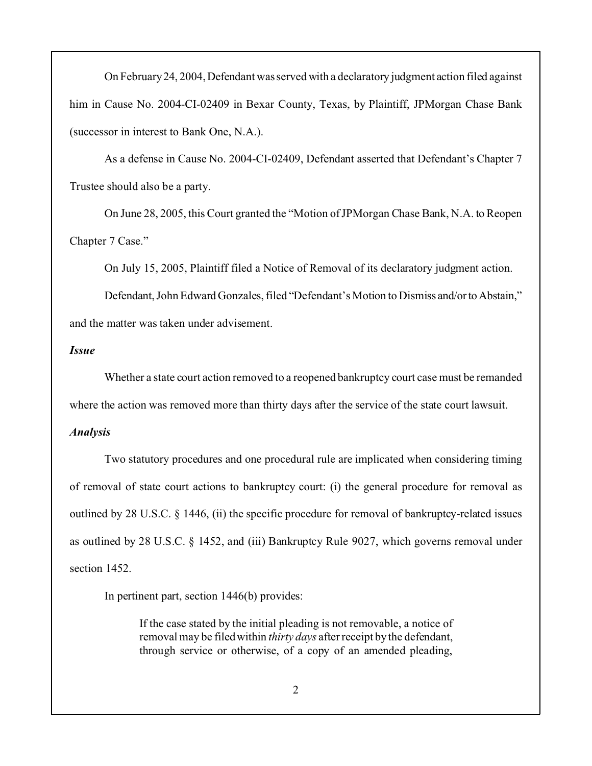On February 24, 2004, Defendant was served with a declaratory judgment action filed against him in Cause No. 2004-CI-02409 in Bexar County, Texas, by Plaintiff, JPMorgan Chase Bank (successor in interest to Bank One, N.A.).

As a defense in Cause No. 2004-CI-02409, Defendant asserted that Defendant's Chapter 7 Trustee should also be a party.

On June 28, 2005, this Court granted the "Motion of JPMorgan Chase Bank, N.A. to Reopen Chapter 7 Case."

On July 15, 2005, Plaintiff filed a Notice of Removal of its declaratory judgment action.

Defendant, John Edward Gonzales, filed "Defendant's Motion to Dismiss and/or to Abstain," and the matter was taken under advisement.

***Issue***

Whether a state court action removed to a reopened bankruptcy court case must be remanded where the action was removed more than thirty days after the service of the state court lawsuit.

***Analysis***

Two statutory procedures and one procedural rule are implicated when considering timing of removal of state court actions to bankruptcy court: (i) the general procedure for removal as outlined by 28 U.S.C. § 1446, (ii) the specific procedure for removal of bankruptcy-related issues as outlined by 28 U.S.C. § 1452, and (iii) Bankruptcy Rule 9027, which governs removal under section 1452.

In pertinent part, section 1446(b) provides:

> If the case stated by the initial pleading is not removable, a notice of removal may be filed within *thirty days* after receipt by the defendant, through service or otherwise, of a copy of an amended pleading,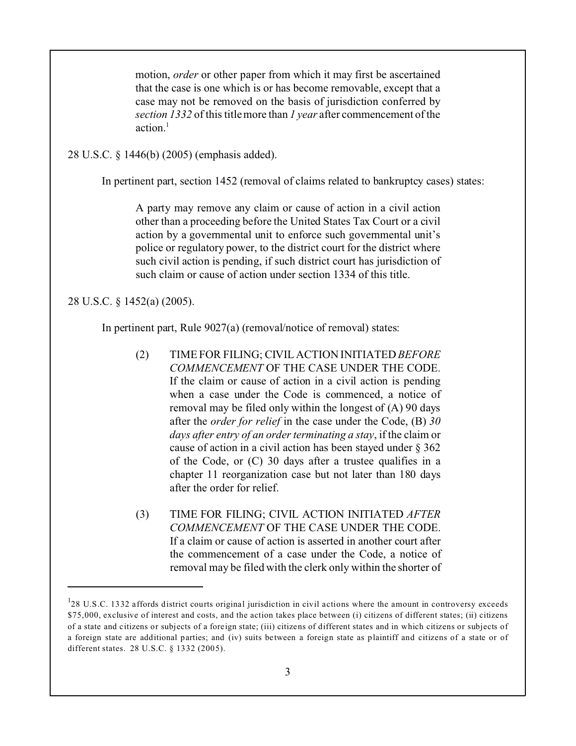> motion, *order* or other paper from which it may first be ascertained that the case is one which is or has become removable, except that a case may not be removed on the basis of jurisdiction conferred by *section 1332* of this title more than *1 year* after commencement of the action.[1]

28 U.S.C. § 1446(b) (2005) (emphasis added).

In pertinent part, section 1452 (removal of claims related to bankruptcy cases) states:

> A party may remove any claim or cause of action in a civil action other than a proceeding before the United States Tax Court or a civil action by a governmental unit to enforce such governmental unit's police or regulatory power, to the district court for the district where such civil action is pending, if such district court has jurisdiction of such claim or cause of action under section 1334 of this title.

28 U.S.C. § 1452(a) (2005).

In pertinent part, Rule 9027(a) (removal/notice of removal) states:

> (2) TIME FOR FILING; CIVIL ACTION INITIATED *BEFORE COMMENCEMENT* OF THE CASE UNDER THE CODE. If the claim or cause of action in a civil action is pending when a case under the Code is commenced, a notice of removal may be filed only within the longest of (A) 90 days after the *order for relief* in the case under the Code, (B) *30 days after entry of an order terminating a stay*, if the claim or cause of action in a civil action has been stayed under § 362 of the Code, or (C) 30 days after a trustee qualifies in a chapter 11 reorganization case but not later than 180 days after the order for relief.
>
> (3) TIME FOR FILING; CIVIL ACTION INITIATED *AFTER COMMENCEMENT* OF THE CASE UNDER THE CODE. If a claim or cause of action is asserted in another court after the commencement of a case under the Code, a notice of removal may be filed with the clerk only within the shorter of

---

[1] 28 U.S.C. 1332 affords district courts original jurisdiction in civil actions where the amount in controversy exceeds $75,000, exclusive of interest and costs, and the action takes place between (i) citizens of different states; (ii) citizens of a state and citizens or subjects of a foreign state; (iii) citizens of different states and in which citizens or subjects of a foreign state are additional parties; and (iv) suits between a foreign state as plaintiff and citizens of a state or of different states. 28 U.S.C. § 1332 (2005).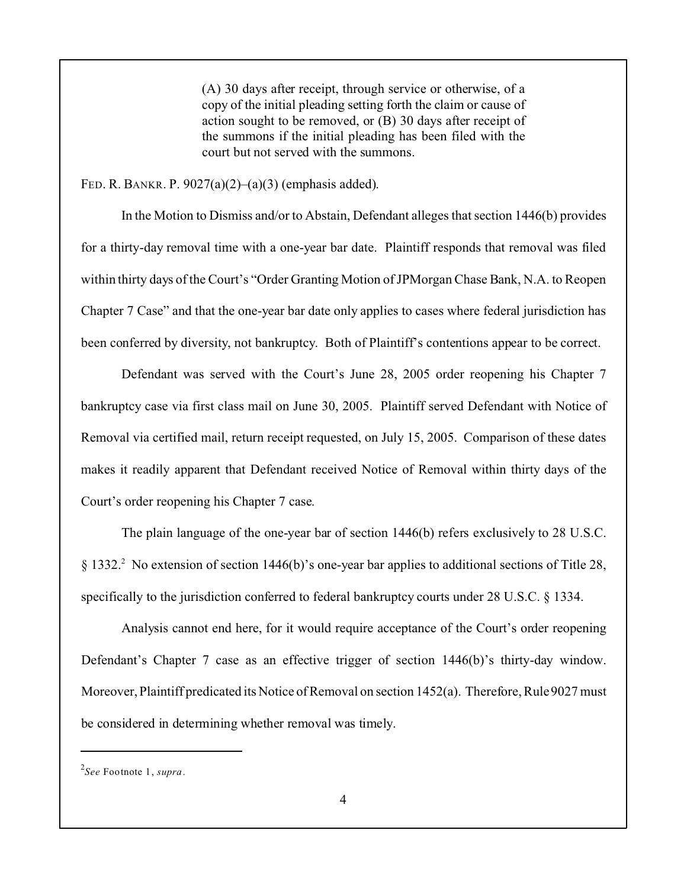> (A) 30 days after receipt, through service or otherwise, of a copy of the initial pleading setting forth the claim or cause of action sought to be removed, or (B) 30 days after receipt of the summons if the initial pleading has been filed with the court but not served with the summons.

FED. R. BANKR. P. 9027(a)(2)–(a)(3) (emphasis added).

In the Motion to Dismiss and/or to Abstain, Defendant alleges that section 1446(b) provides for a thirty-day removal time with a one-year bar date. Plaintiff responds that removal was filed within thirty days of the Court's "Order Granting Motion of JPMorgan Chase Bank, N.A. to Reopen Chapter 7 Case" and that the one-year bar date only applies to cases where federal jurisdiction has been conferred by diversity, not bankruptcy. Both of Plaintiff's contentions appear to be correct.

Defendant was served with the Court's June 28, 2005 order reopening his Chapter 7 bankruptcy case via first class mail on June 30, 2005. Plaintiff served Defendant with Notice of Removal via certified mail, return receipt requested, on July 15, 2005. Comparison of these dates makes it readily apparent that Defendant received Notice of Removal within thirty days of the Court's order reopening his Chapter 7 case.

The plain language of the one-year bar of section 1446(b) refers exclusively to 28 U.S.C. § 1332.[2] No extension of section 1446(b)'s one-year bar applies to additional sections of Title 28, specifically to the jurisdiction conferred to federal bankruptcy courts under 28 U.S.C. § 1334.

Analysis cannot end here, for it would require acceptance of the Court's order reopening Defendant's Chapter 7 case as an effective trigger of section 1446(b)'s thirty-day window. Moreover, Plaintiff predicated its Notice of Removal on section 1452(a). Therefore, Rule 9027 must be considered in determining whether removal was timely.

---

[2] *See* Footnote 1, *supra*.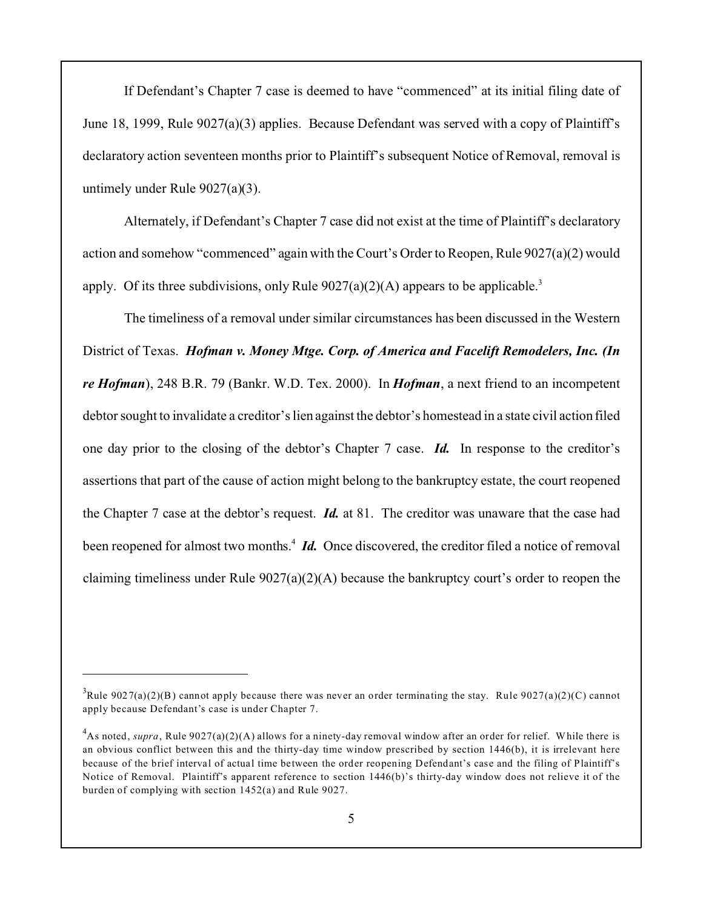If Defendant's Chapter 7 case is deemed to have "commenced" at its initial filing date of June 18, 1999, Rule 9027(a)(3) applies. Because Defendant was served with a copy of Plaintiff's declaratory action seventeen months prior to Plaintiff's subsequent Notice of Removal, removal is untimely under Rule 9027(a)(3).

Alternately, if Defendant's Chapter 7 case did not exist at the time of Plaintiff's declaratory action and somehow "commenced" again with the Court's Order to Reopen, Rule 9027(a)(2) would apply. Of its three subdivisions, only Rule 9027(a)(2)(A) appears to be applicable.[3]

The timeliness of a removal under similar circumstances has been discussed in the Western District of Texas. ***Hofman v. Money Mtge. Corp. of America and Facelift Remodelers, Inc. (In re Hofman)***, 248 B.R. 79 (Bankr. W.D. Tex. 2000). In ***Hofman***, a next friend to an incompetent debtor sought to invalidate a creditor's lien against the debtor's homestead in a state civil action filed one day prior to the closing of the debtor's Chapter 7 case. ***Id.*** In response to the creditor's assertions that part of the cause of action might belong to the bankruptcy estate, the court reopened the Chapter 7 case at the debtor's request. ***Id.*** at 81. The creditor was unaware that the case had been reopened for almost two months.[4] ***Id.*** Once discovered, the creditor filed a notice of removal claiming timeliness under Rule 9027(a)(2)(A) because the bankruptcy court's order to reopen the

---

[3] Rule 9027(a)(2)(B) cannot apply because there was never an order terminating the stay. Rule 9027(a)(2)(C) cannot apply because Defendant's case is under Chapter 7.

[4] As noted, *supra*, Rule 9027(a)(2)(A) allows for a ninety-day removal window after an order for relief. While there is an obvious conflict between this and the thirty-day time window prescribed by section 1446(b), it is irrelevant here because of the brief interval of actual time between the order reopening Defendant's case and the filing of Plaintiff's Notice of Removal. Plaintiff's apparent reference to section 1446(b)'s thirty-day window does not relieve it of the burden of complying with section 1452(a) and Rule 9027.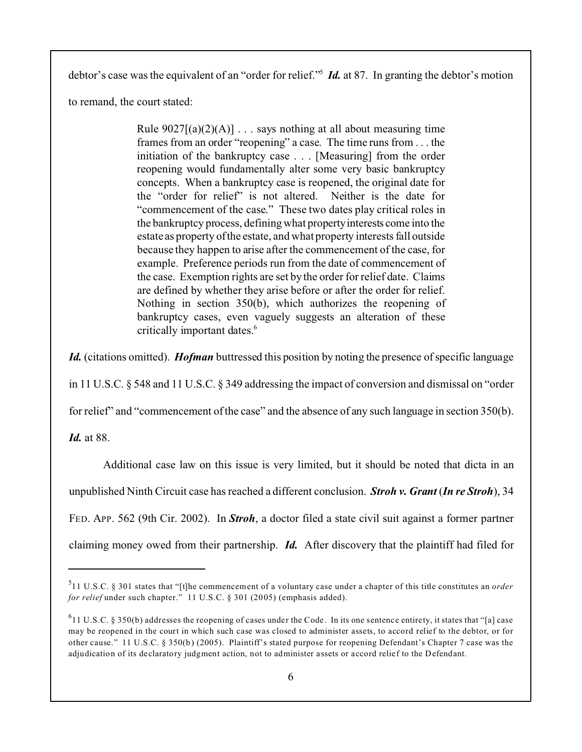debtor's case was the equivalent of an "order for relief."[5] ***Id.*** at 87. In granting the debtor's motion to remand, the court stated:

> Rule 9027[(a)(2)(A)] . . . says nothing at all about measuring time frames from an order "reopening" a case. The time runs from . . . the initiation of the bankruptcy case . . . [Measuring] from the order reopening would fundamentally alter some very basic bankruptcy concepts. When a bankruptcy case is reopened, the original date for the "order for relief" is not altered. Neither is the date for "commencement of the case." These two dates play critical roles in the bankruptcy process, defining what property interests come into the estate as property of the estate, and what property interests fall outside because they happen to arise after the commencement of the case, for example. Preference periods run from the date of commencement of the case. Exemption rights are set by the order for relief date. Claims are defined by whether they arise before or after the order for relief. Nothing in section 350(b), which authorizes the reopening of bankruptcy cases, even vaguely suggests an alteration of these critically important dates.[6]

***Id.*** (citations omitted). ***Hofman*** buttressed this position by noting the presence of specific language in 11 U.S.C. § 548 and 11 U.S.C. § 349 addressing the impact of conversion and dismissal on "order for relief" and "commencement of the case" and the absence of any such language in section 350(b). ***Id.*** at 88.

Additional case law on this issue is very limited, but it should be noted that dicta in an unpublished Ninth Circuit case has reached a different conclusion. ***Stroh v. Grant*** (***In re Stroh***), 34 FED. APP. 562 (9th Cir. 2002). In ***Stroh***, a doctor filed a state civil suit against a former partner claiming money owed from their partnership. ***Id.*** After discovery that the plaintiff had filed for

---

[5] 11 U.S.C. § 301 states that "[t]he commencement of a voluntary case under a chapter of this title constitutes an *order for relief* under such chapter." 11 U.S.C. § 301 (2005) (emphasis added).

[6] 11 U.S.C. § 350(b) addresses the reopening of cases under the Code. In its one sentence entirety, it states that "[a] case may be reopened in the court in which such case was closed to administer assets, to accord relief to the debtor, or for other cause." 11 U.S.C. § 350(b) (2005). Plaintiff's stated purpose for reopening Defendant's Chapter 7 case was the adjudication of its declaratory judgment action, not to administer assets or accord relief to the Defendant.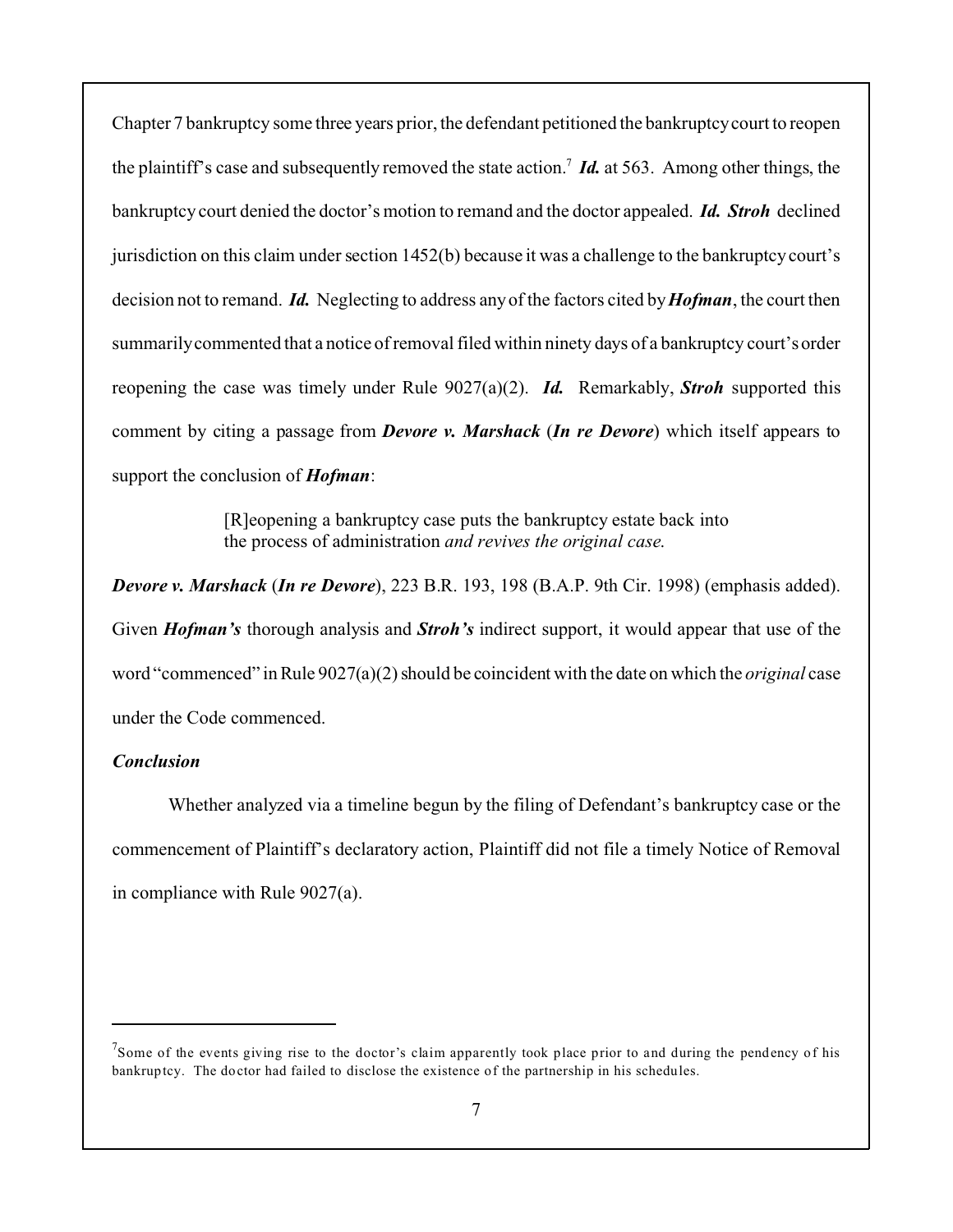Chapter 7 bankruptcy some three years prior, the defendant petitioned the bankruptcy court to reopen the plaintiff's case and subsequently removed the state action.[7] ***Id.*** at 563. Among other things, the bankruptcy court denied the doctor's motion to remand and the doctor appealed. ***Id.*** ***Stroh*** declined jurisdiction on this claim under section 1452(b) because it was a challenge to the bankruptcy court's decision not to remand. ***Id.*** Neglecting to address any of the factors cited by ***Hofman***, the court then summarily commented that a notice of removal filed within ninety days of a bankruptcy court's order reopening the case was timely under Rule 9027(a)(2). ***Id.*** Remarkably, ***Stroh*** supported this comment by citing a passage from ***Devore v. Marshack*** (***In re Devore***) which itself appears to support the conclusion of ***Hofman***:

> [R]eopening a bankruptcy case puts the bankruptcy estate back into the process of administration *and revives the original case.*

***Devore v. Marshack*** (***In re Devore***), 223 B.R. 193, 198 (B.A.P. 9th Cir. 1998) (emphasis added). Given ***Hofman's*** thorough analysis and ***Stroh's*** indirect support, it would appear that use of the word "commenced" in Rule 9027(a)(2) should be coincident with the date on which the *original* case under the Code commenced.

***Conclusion***

Whether analyzed via a timeline begun by the filing of Defendant's bankruptcy case or the commencement of Plaintiff's declaratory action, Plaintiff did not file a timely Notice of Removal in compliance with Rule 9027(a).

---

[7] Some of the events giving rise to the doctor's claim apparently took place prior to and during the pendency of his bankruptcy. The doctor had failed to disclose the existence of the partnership in his schedules.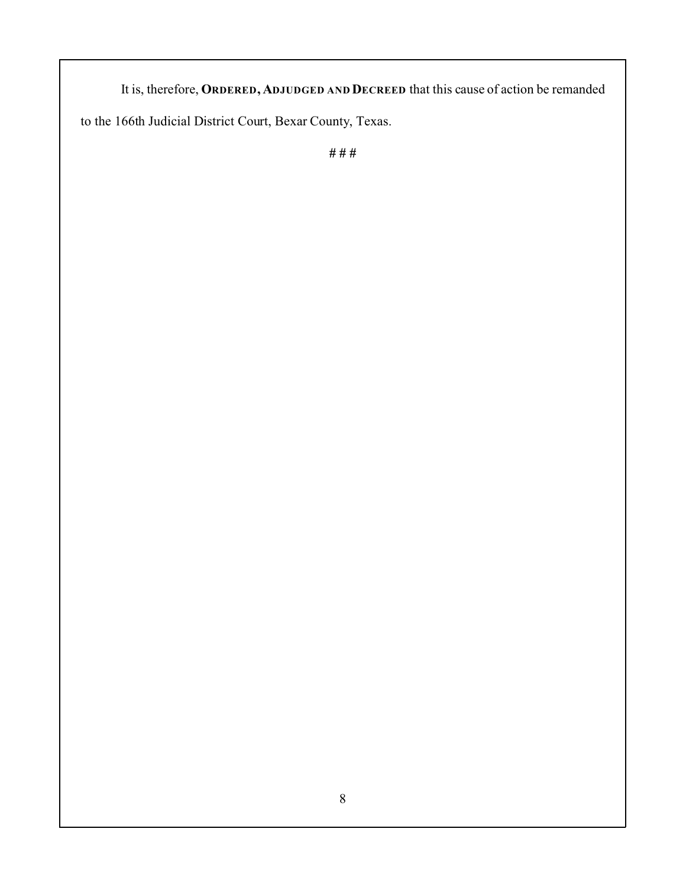It is, therefore, **ORDERED, ADJUDGED AND DECREED** that this cause of action be remanded to the 166th Judicial District Court, Bexar County, Texas.

# # #